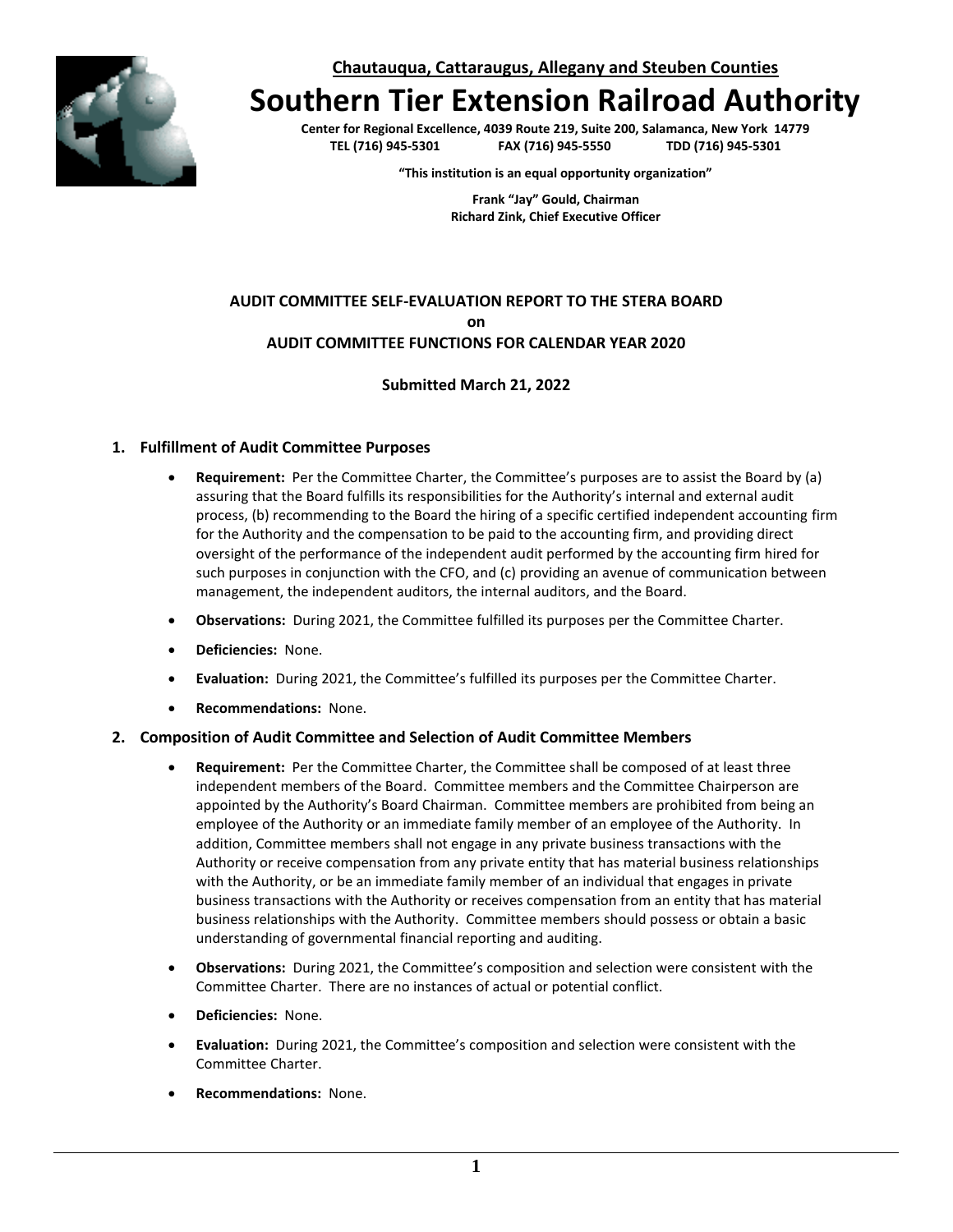**Chautauqua, Cattaraugus, Allegany and Steuben Counties**

# Southern Tier Extension Railroad Authority

**Center for Regional Excellence, 4039 Route 219, Suite 200, Salamanca, New York 14779**
**TEL (716) 945-5301 FAX (716) 945-5550 TDD (716) 945-5301**

**"This institution is an equal opportunity organization"**

**Frank "Jay" Gould, Chairman**
**Richard Zink, Chief Executive Officer**

## AUDIT COMMITTEE SELF-EVALUATION REPORT TO THE STERA BOARD on AUDIT COMMITTEE FUNCTIONS FOR CALENDAR YEAR 2020

**Submitted March 21, 2022**

### 1. Fulfillment of Audit Committee Purposes

- **Requirement:** Per the Committee Charter, the Committee's purposes are to assist the Board by (a) assuring that the Board fulfills its responsibilities for the Authority's internal and external audit process, (b) recommending to the Board the hiring of a specific certified independent accounting firm for the Authority and the compensation to be paid to the accounting firm, and providing direct oversight of the performance of the independent audit performed by the accounting firm hired for such purposes in conjunction with the CFO, and (c) providing an avenue of communication between management, the independent auditors, the internal auditors, and the Board.
- **Observations:** During 2021, the Committee fulfilled its purposes per the Committee Charter.
- **Deficiencies:** None.
- **Evaluation:** During 2021, the Committee's fulfilled its purposes per the Committee Charter.
- **Recommendations:** None.

### 2. Composition of Audit Committee and Selection of Audit Committee Members

- **Requirement:** Per the Committee Charter, the Committee shall be composed of at least three independent members of the Board. Committee members and the Committee Chairperson are appointed by the Authority's Board Chairman. Committee members are prohibited from being an employee of the Authority or an immediate family member of an employee of the Authority. In addition, Committee members shall not engage in any private business transactions with the Authority or receive compensation from any private entity that has material business relationships with the Authority, or be an immediate family member of an individual that engages in private business transactions with the Authority or receives compensation from an entity that has material business relationships with the Authority. Committee members should possess or obtain a basic understanding of governmental financial reporting and auditing.
- **Observations:** During 2021, the Committee's composition and selection were consistent with the Committee Charter. There are no instances of actual or potential conflict.
- **Deficiencies:** None.
- **Evaluation:** During 2021, the Committee's composition and selection were consistent with the Committee Charter.
- **Recommendations:** None.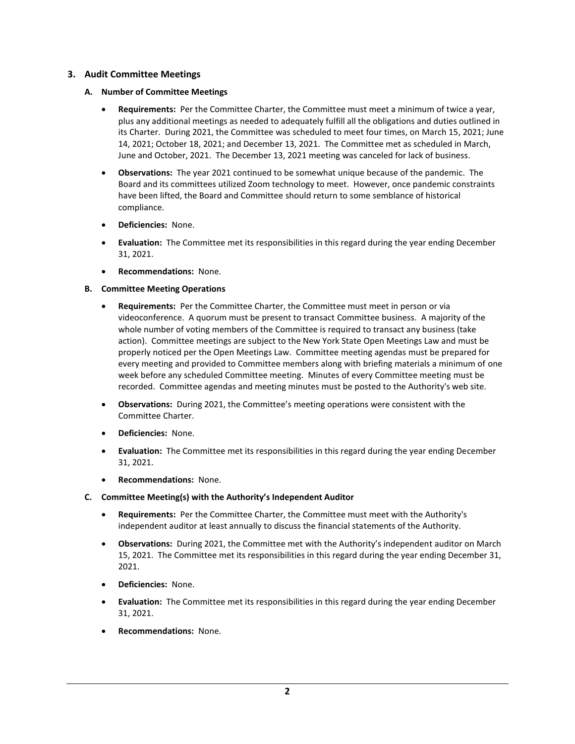## 3. Audit Committee Meetings

### A. Number of Committee Meetings

- **Requirements:** Per the Committee Charter, the Committee must meet a minimum of twice a year, plus any additional meetings as needed to adequately fulfill all the obligations and duties outlined in its Charter. During 2021, the Committee was scheduled to meet four times, on March 15, 2021; June 14, 2021; October 18, 2021; and December 13, 2021. The Committee met as scheduled in March, June and October, 2021. The December 13, 2021 meeting was canceled for lack of business.
- **Observations:** The year 2021 continued to be somewhat unique because of the pandemic. The Board and its committees utilized Zoom technology to meet. However, once pandemic constraints have been lifted, the Board and Committee should return to some semblance of historical compliance.
- **Deficiencies:** None.
- **Evaluation:** The Committee met its responsibilities in this regard during the year ending December 31, 2021.
- **Recommendations:** None.

### B. Committee Meeting Operations

- **Requirements:** Per the Committee Charter, the Committee must meet in person or via videoconference. A quorum must be present to transact Committee business. A majority of the whole number of voting members of the Committee is required to transact any business (take action). Committee meetings are subject to the New York State Open Meetings Law and must be properly noticed per the Open Meetings Law. Committee meeting agendas must be prepared for every meeting and provided to Committee members along with briefing materials a minimum of one week before any scheduled Committee meeting. Minutes of every Committee meeting must be recorded. Committee agendas and meeting minutes must be posted to the Authority's web site.
- **Observations:** During 2021, the Committee's meeting operations were consistent with the Committee Charter.
- **Deficiencies:** None.
- **Evaluation:** The Committee met its responsibilities in this regard during the year ending December 31, 2021.
- **Recommendations:** None.

### C. Committee Meeting(s) with the Authority's Independent Auditor

- **Requirements:** Per the Committee Charter, the Committee must meet with the Authority's independent auditor at least annually to discuss the financial statements of the Authority.
- **Observations:** During 2021, the Committee met with the Authority's independent auditor on March 15, 2021. The Committee met its responsibilities in this regard during the year ending December 31, 2021.
- **Deficiencies:** None.
- **Evaluation:** The Committee met its responsibilities in this regard during the year ending December 31, 2021.
- **Recommendations:** None.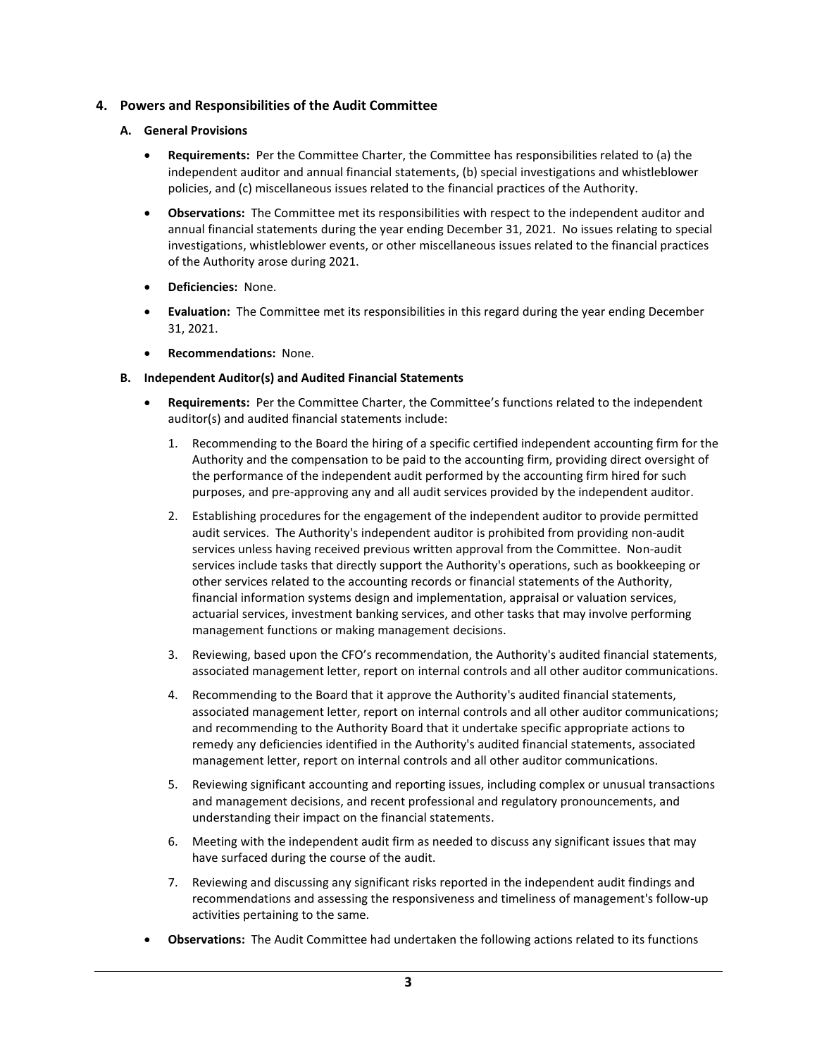## 4. Powers and Responsibilities of the Audit Committee

### A. General Provisions

- **Requirements:** Per the Committee Charter, the Committee has responsibilities related to (a) the independent auditor and annual financial statements, (b) special investigations and whistleblower policies, and (c) miscellaneous issues related to the financial practices of the Authority.
- **Observations:** The Committee met its responsibilities with respect to the independent auditor and annual financial statements during the year ending December 31, 2021. No issues relating to special investigations, whistleblower events, or other miscellaneous issues related to the financial practices of the Authority arose during 2021.
- **Deficiencies:** None.
- **Evaluation:** The Committee met its responsibilities in this regard during the year ending December 31, 2021.
- **Recommendations:** None.

### B. Independent Auditor(s) and Audited Financial Statements

- **Requirements:** Per the Committee Charter, the Committee's functions related to the independent auditor(s) and audited financial statements include:
  1. Recommending to the Board the hiring of a specific certified independent accounting firm for the Authority and the compensation to be paid to the accounting firm, providing direct oversight of the performance of the independent audit performed by the accounting firm hired for such purposes, and pre-approving any and all audit services provided by the independent auditor.
  2. Establishing procedures for the engagement of the independent auditor to provide permitted audit services. The Authority's independent auditor is prohibited from providing non-audit services unless having received previous written approval from the Committee. Non-audit services include tasks that directly support the Authority's operations, such as bookkeeping or other services related to the accounting records or financial statements of the Authority, financial information systems design and implementation, appraisal or valuation services, actuarial services, investment banking services, and other tasks that may involve performing management functions or making management decisions.
  3. Reviewing, based upon the CFO's recommendation, the Authority's audited financial statements, associated management letter, report on internal controls and all other auditor communications.
  4. Recommending to the Board that it approve the Authority's audited financial statements, associated management letter, report on internal controls and all other auditor communications; and recommending to the Authority Board that it undertake specific appropriate actions to remedy any deficiencies identified in the Authority's audited financial statements, associated management letter, report on internal controls and all other auditor communications.
  5. Reviewing significant accounting and reporting issues, including complex or unusual transactions and management decisions, and recent professional and regulatory pronouncements, and understanding their impact on the financial statements.
  6. Meeting with the independent audit firm as needed to discuss any significant issues that may have surfaced during the course of the audit.
  7. Reviewing and discussing any significant risks reported in the independent audit findings and recommendations and assessing the responsiveness and timeliness of management's follow-up activities pertaining to the same.
- **Observations:** The Audit Committee had undertaken the following actions related to its functions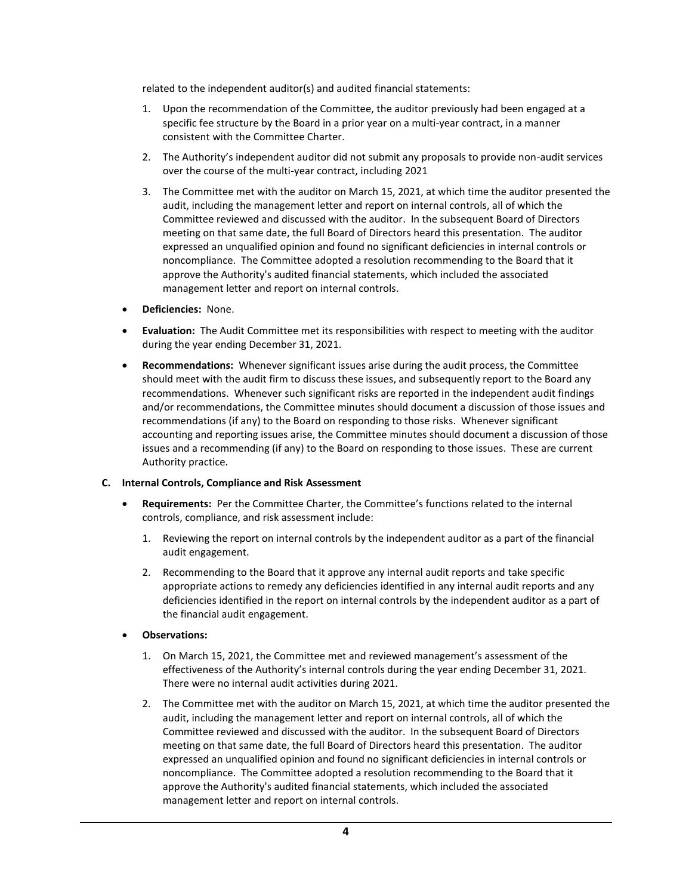related to the independent auditor(s) and audited financial statements:

1. Upon the recommendation of the Committee, the auditor previously had been engaged at a specific fee structure by the Board in a prior year on a multi-year contract, in a manner consistent with the Committee Charter.
2. The Authority's independent auditor did not submit any proposals to provide non-audit services over the course of the multi-year contract, including 2021
3. The Committee met with the auditor on March 15, 2021, at which time the auditor presented the audit, including the management letter and report on internal controls, all of which the Committee reviewed and discussed with the auditor. In the subsequent Board of Directors meeting on that same date, the full Board of Directors heard this presentation. The auditor expressed an unqualified opinion and found no significant deficiencies in internal controls or noncompliance. The Committee adopted a resolution recommending to the Board that it approve the Authority's audited financial statements, which included the associated management letter and report on internal controls.

- **Deficiencies:** None.
- **Evaluation:** The Audit Committee met its responsibilities with respect to meeting with the auditor during the year ending December 31, 2021.
- **Recommendations:** Whenever significant issues arise during the audit process, the Committee should meet with the audit firm to discuss these issues, and subsequently report to the Board any recommendations. Whenever such significant risks are reported in the independent audit findings and/or recommendations, the Committee minutes should document a discussion of those issues and recommendations (if any) to the Board on responding to those risks. Whenever significant accounting and reporting issues arise, the Committee minutes should document a discussion of those issues and a recommending (if any) to the Board on responding to those issues. These are current Authority practice.

**C. Internal Controls, Compliance and Risk Assessment**

- **Requirements:** Per the Committee Charter, the Committee's functions related to the internal controls, compliance, and risk assessment include:
  1. Reviewing the report on internal controls by the independent auditor as a part of the financial audit engagement.
  2. Recommending to the Board that it approve any internal audit reports and take specific appropriate actions to remedy any deficiencies identified in any internal audit reports and any deficiencies identified in the report on internal controls by the independent auditor as a part of the financial audit engagement.
- **Observations:**
  1. On March 15, 2021, the Committee met and reviewed management's assessment of the effectiveness of the Authority's internal controls during the year ending December 31, 2021. There were no internal audit activities during 2021.
  2. The Committee met with the auditor on March 15, 2021, at which time the auditor presented the audit, including the management letter and report on internal controls, all of which the Committee reviewed and discussed with the auditor. In the subsequent Board of Directors meeting on that same date, the full Board of Directors heard this presentation. The auditor expressed an unqualified opinion and found no significant deficiencies in internal controls or noncompliance. The Committee adopted a resolution recommending to the Board that it approve the Authority's audited financial statements, which included the associated management letter and report on internal controls.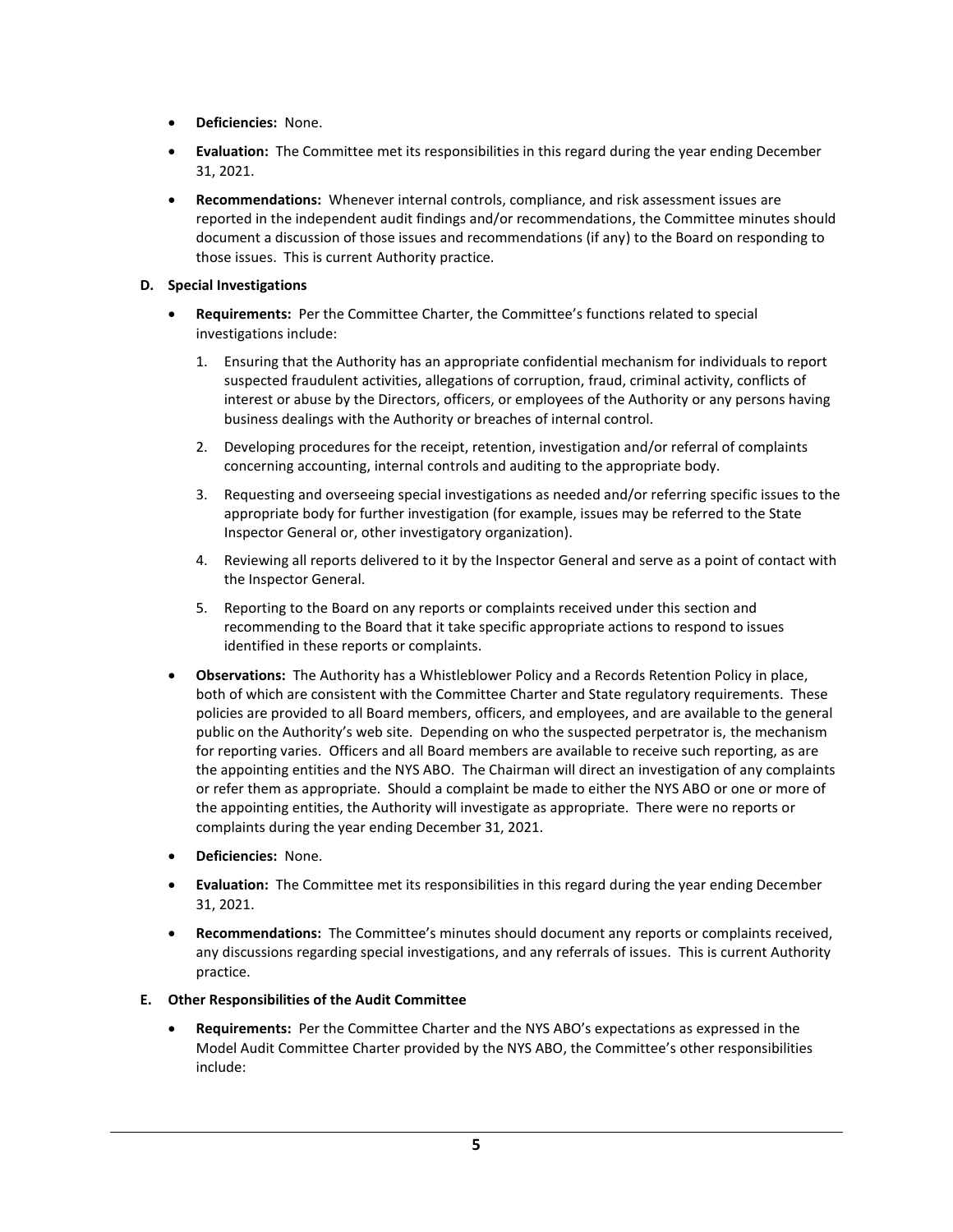- **Deficiencies:** None.
- **Evaluation:** The Committee met its responsibilities in this regard during the year ending December 31, 2021.
- **Recommendations:** Whenever internal controls, compliance, and risk assessment issues are reported in the independent audit findings and/or recommendations, the Committee minutes should document a discussion of those issues and recommendations (if any) to the Board on responding to those issues. This is current Authority practice.

**D. Special Investigations**

- **Requirements:** Per the Committee Charter, the Committee's functions related to special investigations include:
  1. Ensuring that the Authority has an appropriate confidential mechanism for individuals to report suspected fraudulent activities, allegations of corruption, fraud, criminal activity, conflicts of interest or abuse by the Directors, officers, or employees of the Authority or any persons having business dealings with the Authority or breaches of internal control.
  2. Developing procedures for the receipt, retention, investigation and/or referral of complaints concerning accounting, internal controls and auditing to the appropriate body.
  3. Requesting and overseeing special investigations as needed and/or referring specific issues to the appropriate body for further investigation (for example, issues may be referred to the State Inspector General or, other investigatory organization).
  4. Reviewing all reports delivered to it by the Inspector General and serve as a point of contact with the Inspector General.
  5. Reporting to the Board on any reports or complaints received under this section and recommending to the Board that it take specific appropriate actions to respond to issues identified in these reports or complaints.
- **Observations:** The Authority has a Whistleblower Policy and a Records Retention Policy in place, both of which are consistent with the Committee Charter and State regulatory requirements. These policies are provided to all Board members, officers, and employees, and are available to the general public on the Authority's web site. Depending on who the suspected perpetrator is, the mechanism for reporting varies. Officers and all Board members are available to receive such reporting, as are the appointing entities and the NYS ABO. The Chairman will direct an investigation of any complaints or refer them as appropriate. Should a complaint be made to either the NYS ABO or one or more of the appointing entities, the Authority will investigate as appropriate. There were no reports or complaints during the year ending December 31, 2021.
- **Deficiencies:** None.
- **Evaluation:** The Committee met its responsibilities in this regard during the year ending December 31, 2021.
- **Recommendations:** The Committee's minutes should document any reports or complaints received, any discussions regarding special investigations, and any referrals of issues. This is current Authority practice.

**E. Other Responsibilities of the Audit Committee**

- **Requirements:** Per the Committee Charter and the NYS ABO's expectations as expressed in the Model Audit Committee Charter provided by the NYS ABO, the Committee's other responsibilities include: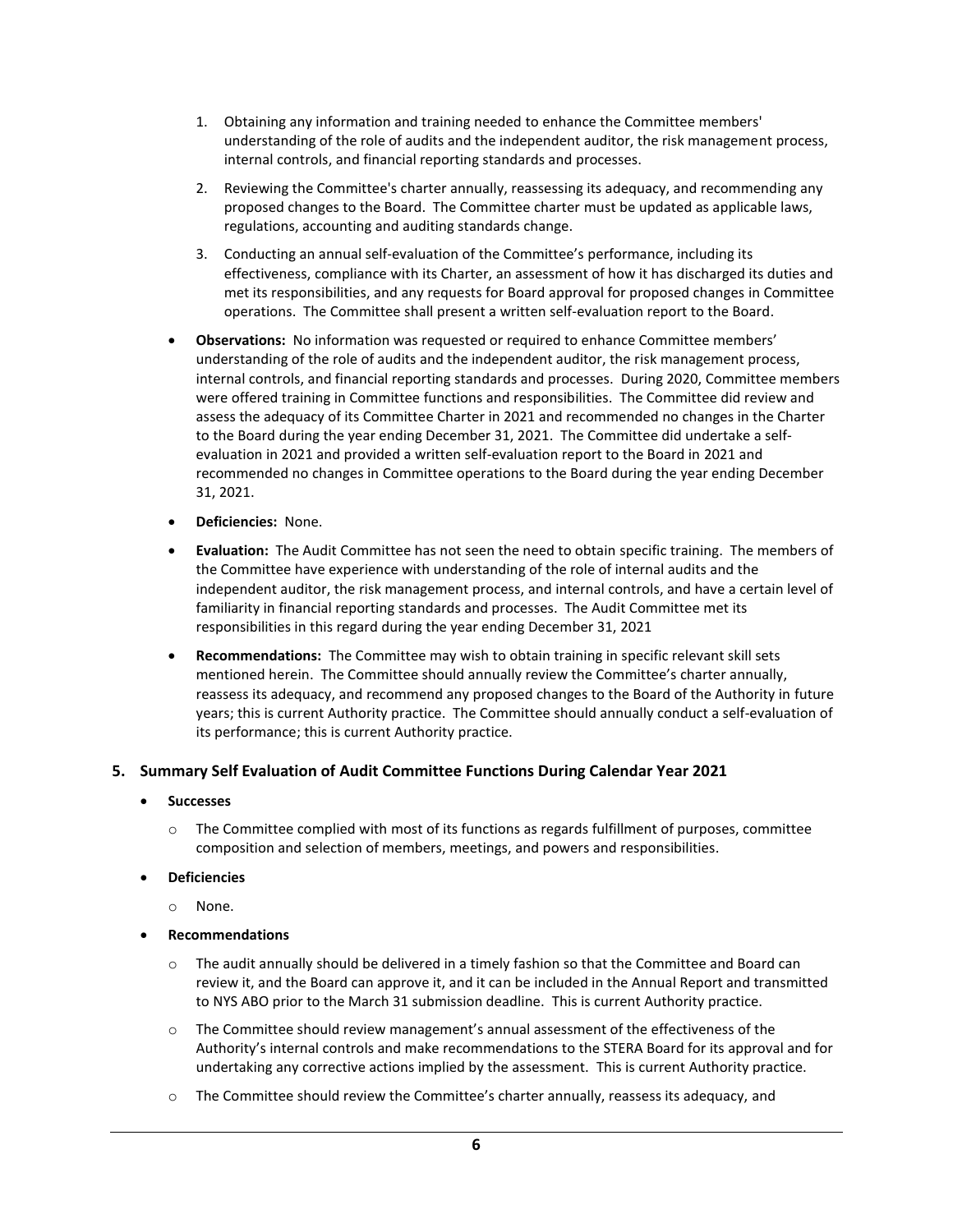1. Obtaining any information and training needed to enhance the Committee members' understanding of the role of audits and the independent auditor, the risk management process, internal controls, and financial reporting standards and processes.

2. Reviewing the Committee's charter annually, reassessing its adequacy, and recommending any proposed changes to the Board. The Committee charter must be updated as applicable laws, regulations, accounting and auditing standards change.

3. Conducting an annual self-evaluation of the Committee's performance, including its effectiveness, compliance with its Charter, an assessment of how it has discharged its duties and met its responsibilities, and any requests for Board approval for proposed changes in Committee operations. The Committee shall present a written self-evaluation report to the Board.

- **Observations:** No information was requested or required to enhance Committee members' understanding of the role of audits and the independent auditor, the risk management process, internal controls, and financial reporting standards and processes. During 2020, Committee members were offered training in Committee functions and responsibilities. The Committee did review and assess the adequacy of its Committee Charter in 2021 and recommended no changes in the Charter to the Board during the year ending December 31, 2021. The Committee did undertake a self-evaluation in 2021 and provided a written self-evaluation report to the Board in 2021 and recommended no changes in Committee operations to the Board during the year ending December 31, 2021.

- **Deficiencies:** None.

- **Evaluation:** The Audit Committee has not seen the need to obtain specific training. The members of the Committee have experience with understanding of the role of internal audits and the independent auditor, the risk management process, and internal controls, and have a certain level of familiarity in financial reporting standards and processes. The Audit Committee met its responsibilities in this regard during the year ending December 31, 2021

- **Recommendations:** The Committee may wish to obtain training in specific relevant skill sets mentioned herein. The Committee should annually review the Committee's charter annually, reassess its adequacy, and recommend any proposed changes to the Board of the Authority in future years; this is current Authority practice. The Committee should annually conduct a self-evaluation of its performance; this is current Authority practice.

## 5. Summary Self Evaluation of Audit Committee Functions During Calendar Year 2021

- **Successes**
  - The Committee complied with most of its functions as regards fulfillment of purposes, committee composition and selection of members, meetings, and powers and responsibilities.
- **Deficiencies**
  - None.
- **Recommendations**
  - The audit annually should be delivered in a timely fashion so that the Committee and Board can review it, and the Board can approve it, and it can be included in the Annual Report and transmitted to NYS ABO prior to the March 31 submission deadline. This is current Authority practice.
  - The Committee should review management's annual assessment of the effectiveness of the Authority's internal controls and make recommendations to the STERA Board for its approval and for undertaking any corrective actions implied by the assessment. This is current Authority practice.
  - The Committee should review the Committee's charter annually, reassess its adequacy, and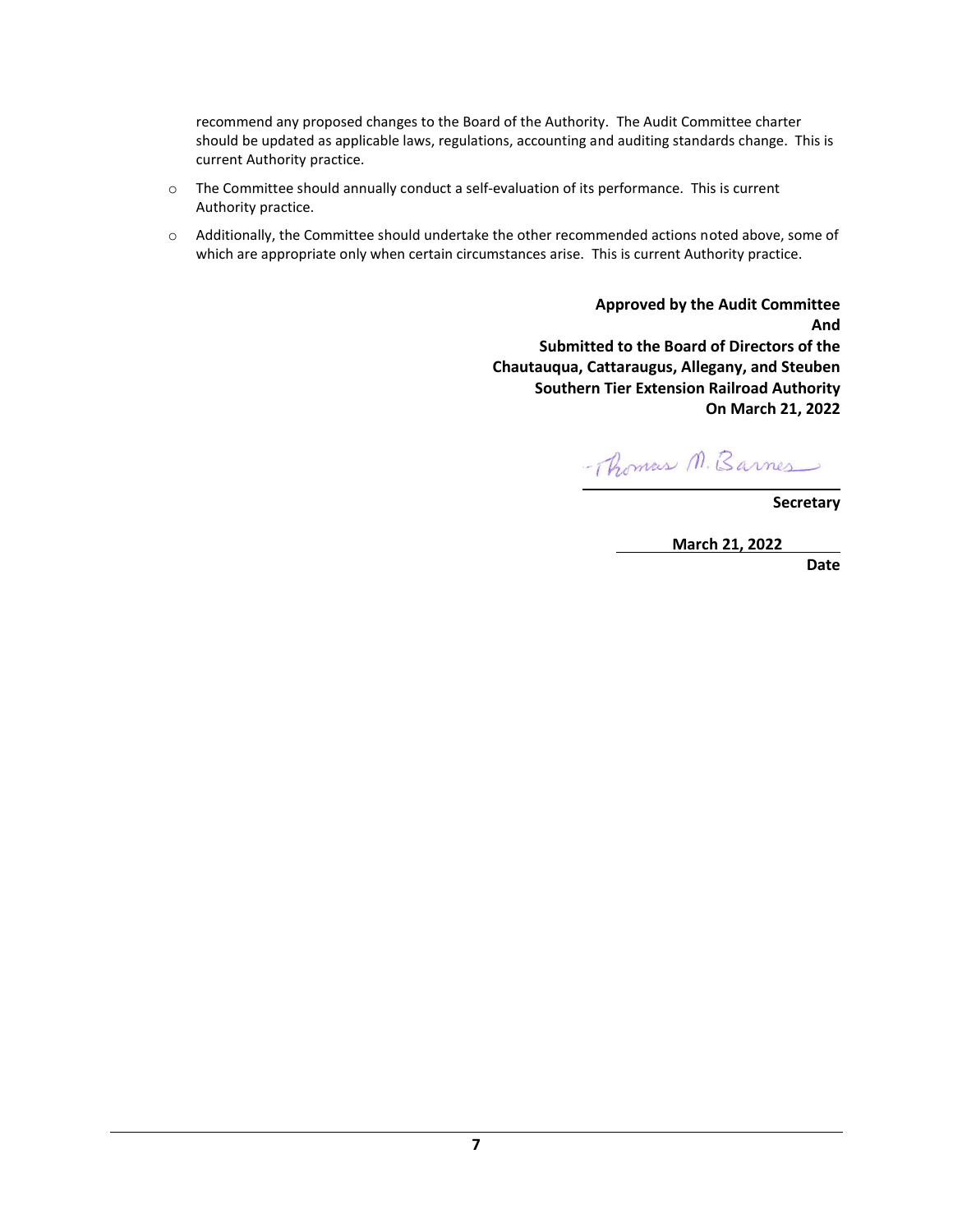recommend any proposed changes to the Board of the Authority. The Audit Committee charter should be updated as applicable laws, regulations, accounting and auditing standards change. This is current Authority practice.

- The Committee should annually conduct a self-evaluation of its performance. This is current Authority practice.
- Additionally, the Committee should undertake the other recommended actions noted above, some of which are appropriate only when certain circumstances arise. This is current Authority practice.

**Approved by the Audit Committee**
**And**
**Submitted to the Board of Directors of the**
**Chautauqua, Cattaraugus, Allegany, and Steuben**
**Southern Tier Extension Railroad Authority**
**On March 21, 2022**

Thomas M. Barnes

**Secretary**

**March 21, 2022**

**Date**